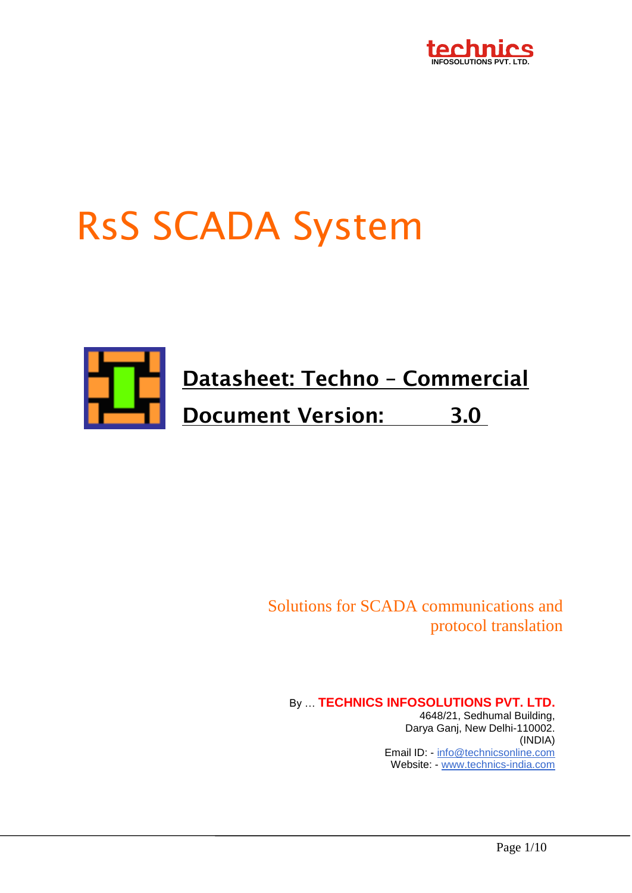technics
INFOSOLUTIONS PVT. LTD.

# RsS SCADA System

## Datasheet: Techno – Commercial

## Document Version: 3.0

Solutions for SCADA communications and protocol translation

By … **TECHNICS INFOSOLUTIONS PVT. LTD.**
4648/21, Sedhumal Building,
Darya Ganj, New Delhi-110002.
(INDIA)
Email ID: - info@technicsonline.com
Website: - www.technics-india.com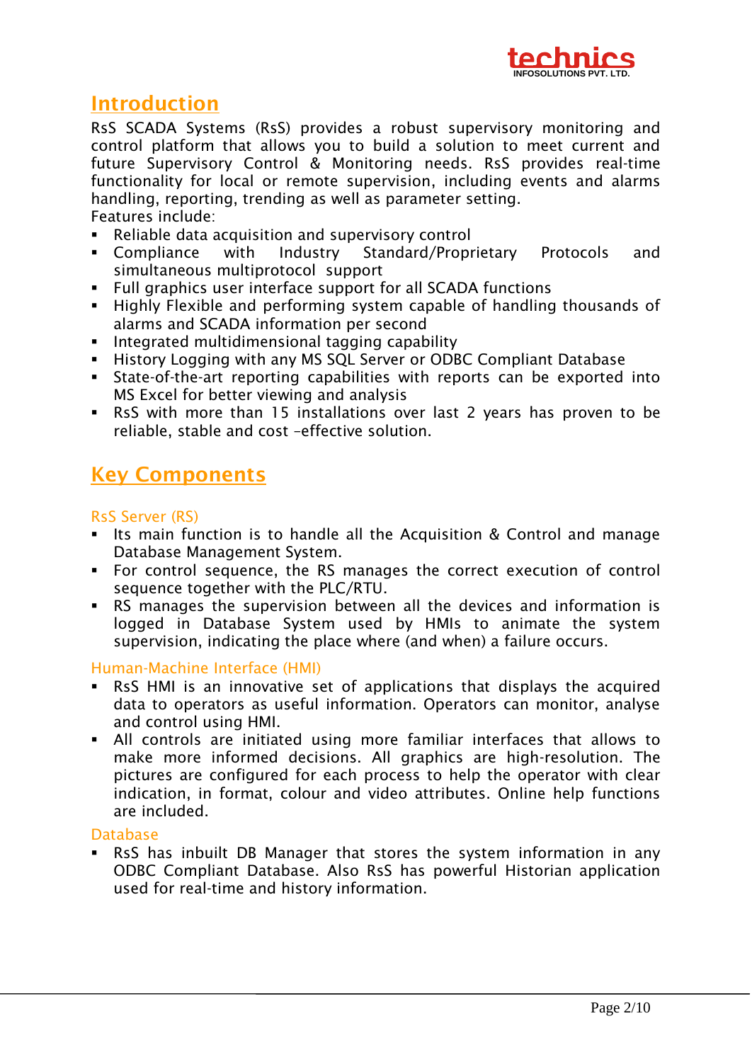## Introduction

RsS SCADA Systems (RsS) provides a robust supervisory monitoring and control platform that allows you to build a solution to meet current and future Supervisory Control & Monitoring needs. RsS provides real-time functionality for local or remote supervision, including events and alarms handling, reporting, trending as well as parameter setting.

Features include:

- Reliable data acquisition and supervisory control
- Compliance with Industry Standard/Proprietary Protocols and simultaneous multiprotocol support
- Full graphics user interface support for all SCADA functions
- Highly Flexible and performing system capable of handling thousands of alarms and SCADA information per second
- Integrated multidimensional tagging capability
- History Logging with any MS SQL Server or ODBC Compliant Database
- State-of-the-art reporting capabilities with reports can be exported into MS Excel for better viewing and analysis
- RsS with more than 15 installations over last 2 years has proven to be reliable, stable and cost –effective solution.

## Key Components

### RsS Server (RS)

- Its main function is to handle all the Acquisition & Control and manage Database Management System.
- For control sequence, the RS manages the correct execution of control sequence together with the PLC/RTU.
- RS manages the supervision between all the devices and information is logged in Database System used by HMIs to animate the system supervision, indicating the place where (and when) a failure occurs.

### Human-Machine Interface (HMI)

- RsS HMI is an innovative set of applications that displays the acquired data to operators as useful information. Operators can monitor, analyse and control using HMI.
- All controls are initiated using more familiar interfaces that allows to make more informed decisions. All graphics are high-resolution. The pictures are configured for each process to help the operator with clear indication, in format, colour and video attributes. Online help functions are included.

### Database

- RsS has inbuilt DB Manager that stores the system information in any ODBC Compliant Database. Also RsS has powerful Historian application used for real-time and history information.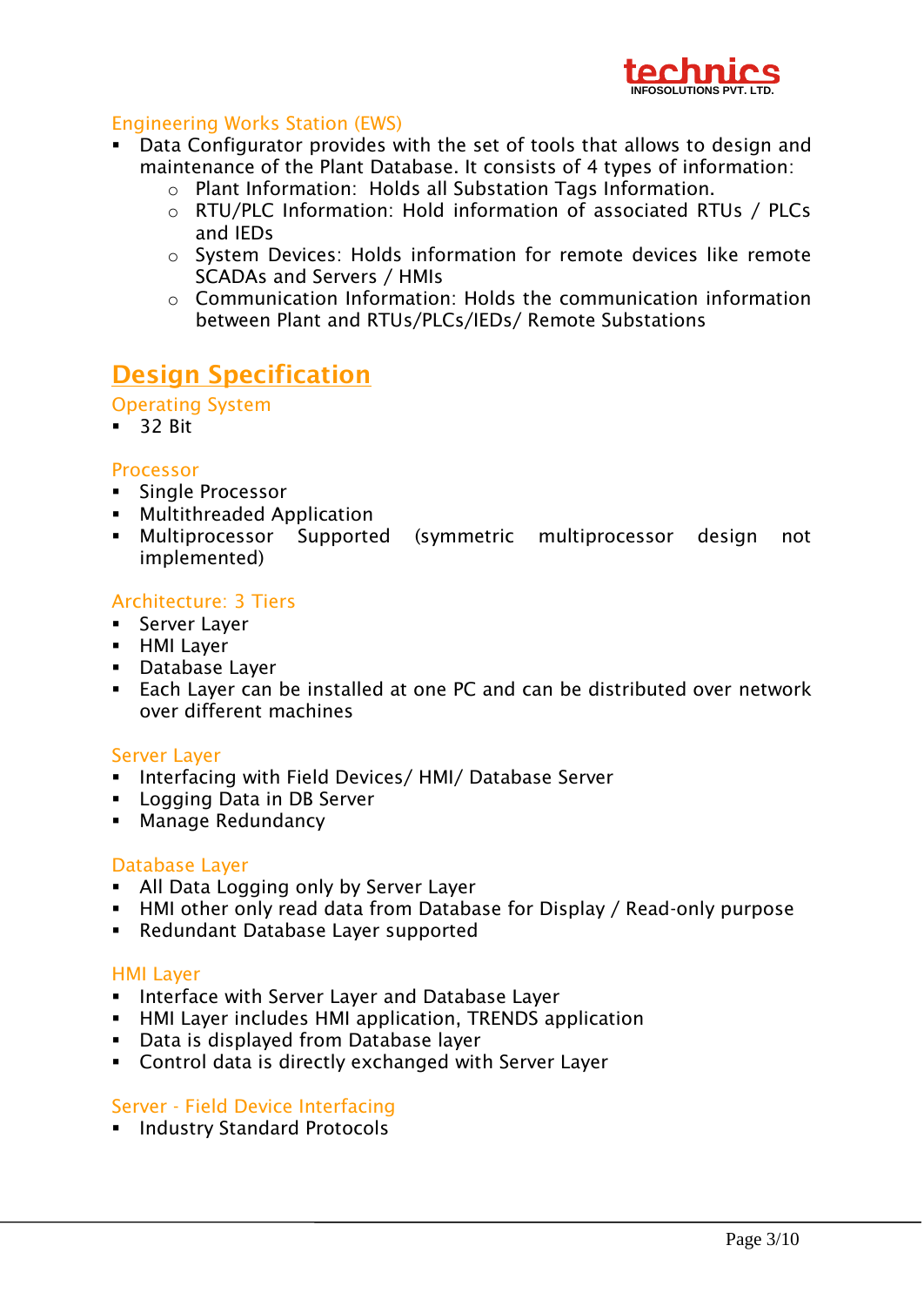### Engineering Works Station (EWS)

- Data Configurator provides with the set of tools that allows to design and maintenance of the Plant Database. It consists of 4 types of information:
  - Plant Information:  Holds all Substation Tags Information.
  - RTU/PLC Information: Hold information of associated RTUs / PLCs and IEDs
  - System Devices: Holds information for remote devices like remote SCADAs and Servers / HMIs
  - Communication Information: Holds the communication information between Plant and RTUs/PLCs/IEDs/ Remote Substations

## Design Specification

### Operating System

- 32 Bit

### Processor

- Single Processor
- Multithreaded Application
- Multiprocessor Supported (symmetric multiprocessor design not implemented)

### Architecture: 3 Tiers

- Server Layer
- HMI Layer
- Database Layer
- Each Layer can be installed at one PC and can be distributed over network over different machines

### Server Layer

- Interfacing with Field Devices/ HMI/ Database Server
- Logging Data in DB Server
- Manage Redundancy

### Database Layer

- All Data Logging only by Server Layer
- HMI other only read data from Database for Display / Read-only purpose
- Redundant Database Layer supported

### HMI Layer

- Interface with Server Layer and Database Layer
- HMI Layer includes HMI application, TRENDS application
- Data is displayed from Database layer
- Control data is directly exchanged with Server Layer

### Server - Field Device Interfacing

- Industry Standard Protocols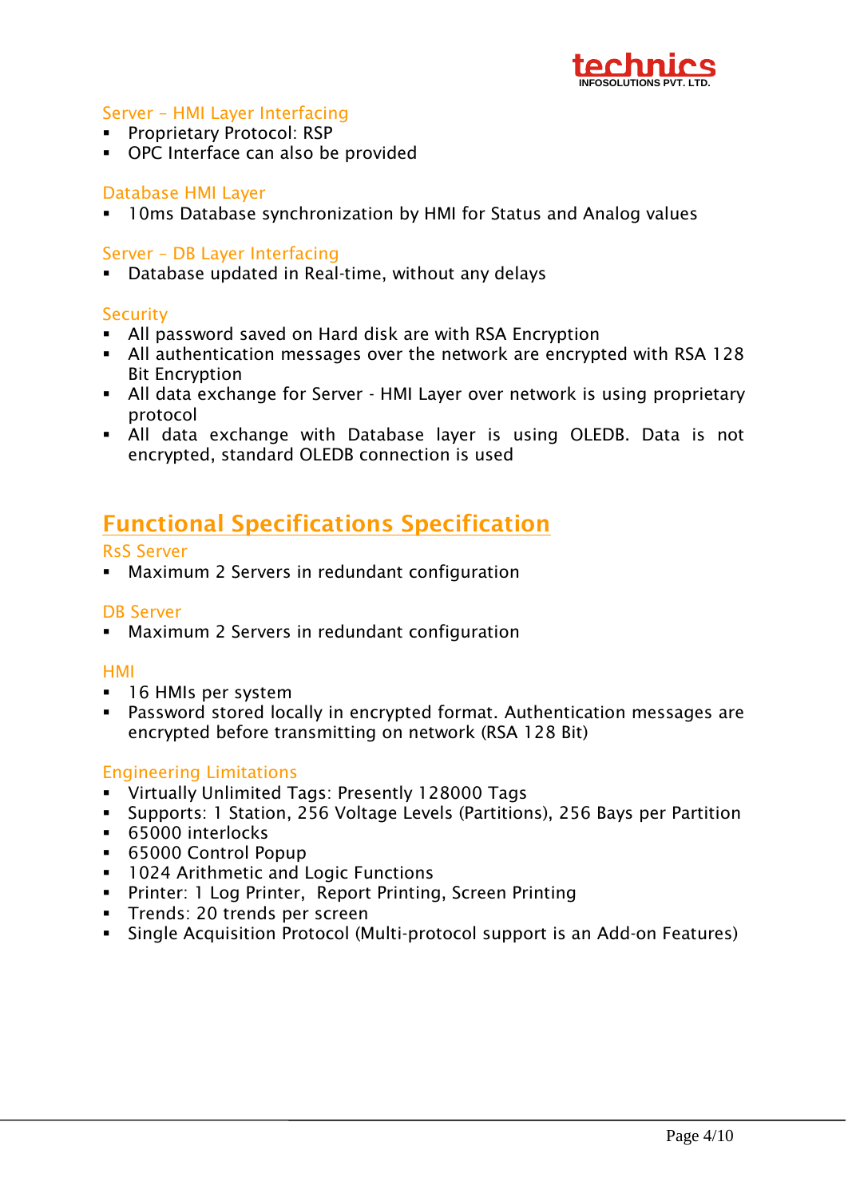### Server – HMI Layer Interfacing

- Proprietary Protocol: RSP
- OPC Interface can also be provided

### Database HMI Layer

- 10ms Database synchronization by HMI for Status and Analog values

### Server – DB Layer Interfacing

- Database updated in Real-time, without any delays

### Security

- All password saved on Hard disk are with RSA Encryption
- All authentication messages over the network are encrypted with RSA 128 Bit Encryption
- All data exchange for Server - HMI Layer over network is using proprietary protocol
- All data exchange with Database layer is using OLEDB. Data is not encrypted, standard OLEDB connection is used

## Functional Specifications Specification

### RsS Server

- Maximum 2 Servers in redundant configuration

### DB Server

- Maximum 2 Servers in redundant configuration

### HMI

- 16 HMIs per system
- Password stored locally in encrypted format. Authentication messages are encrypted before transmitting on network (RSA 128 Bit)

### Engineering Limitations

- Virtually Unlimited Tags: Presently 128000 Tags
- Supports: 1 Station, 256 Voltage Levels (Partitions), 256 Bays per Partition
- 65000 interlocks
- 65000 Control Popup
- 1024 Arithmetic and Logic Functions
- Printer: 1 Log Printer, Report Printing, Screen Printing
- Trends: 20 trends per screen
- Single Acquisition Protocol (Multi-protocol support is an Add-on Features)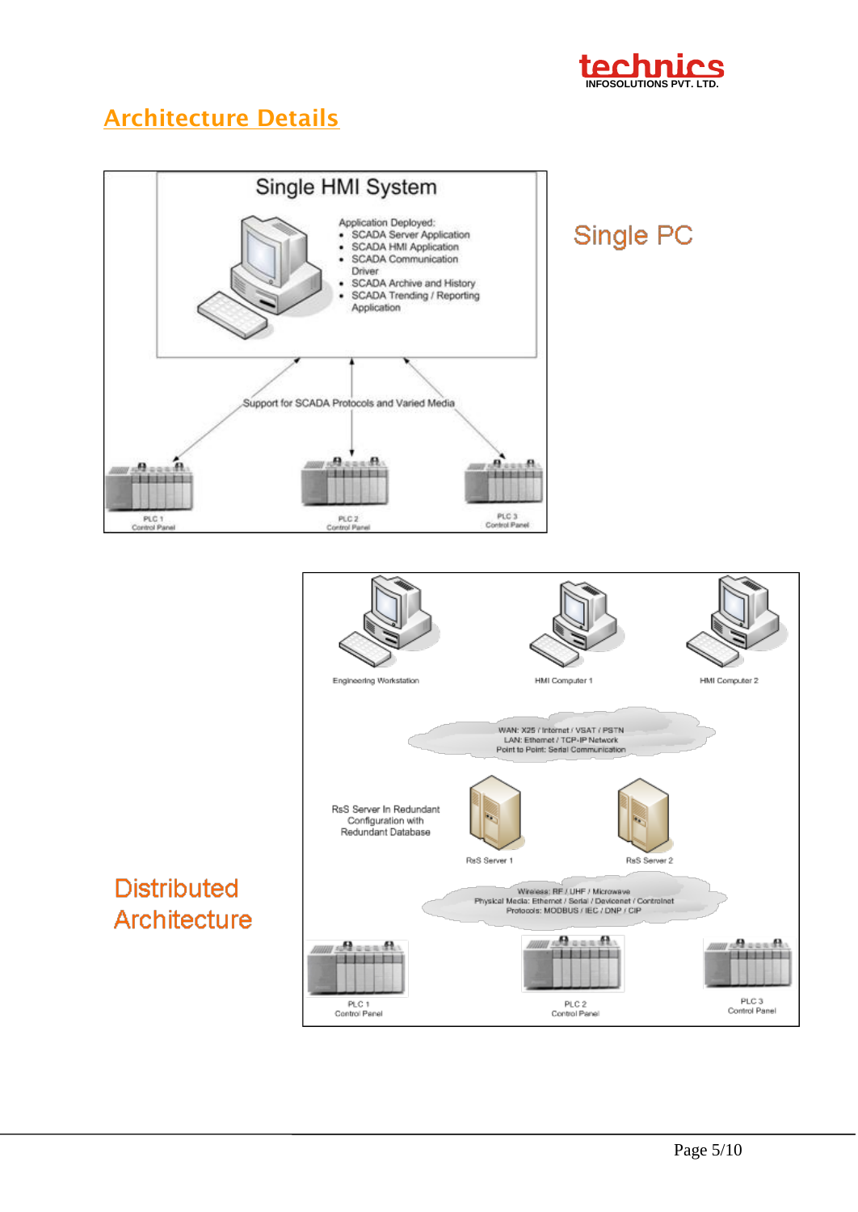## Architecture Details

Single HMI System

Application Deployed:
- SCADA Server Application
- SCADA HMI Application
- SCADA Communication Driver
- SCADA Archive and History
- SCADA Trending / Reporting Application

Support for SCADA Protocols and Varied Media

PLC 1 Control Panel

PLC 2 Control Panel

PLC 3 Control Panel

Single PC

Engineering Workstation

HMI Computer 1

HMI Computer 2

WAN: X25 / Internet / VSAT / PSTN
LAN: Ethernet / TCP-IP Network
Point to Point: Serial Communication

RsS Server In Redundant Configuration with Redundant Database

RsS Server 1

RsS Server 2

Wireless: RF / UHF / Microwave
Physical Media: Ethernet / Serial / Devicenet / Controlnet
Protocols: MODBUS / IEC / DNP / CIP

PLC 1 Control Panel

PLC 2 Control Panel

PLC 3 Control Panel

Distributed Architecture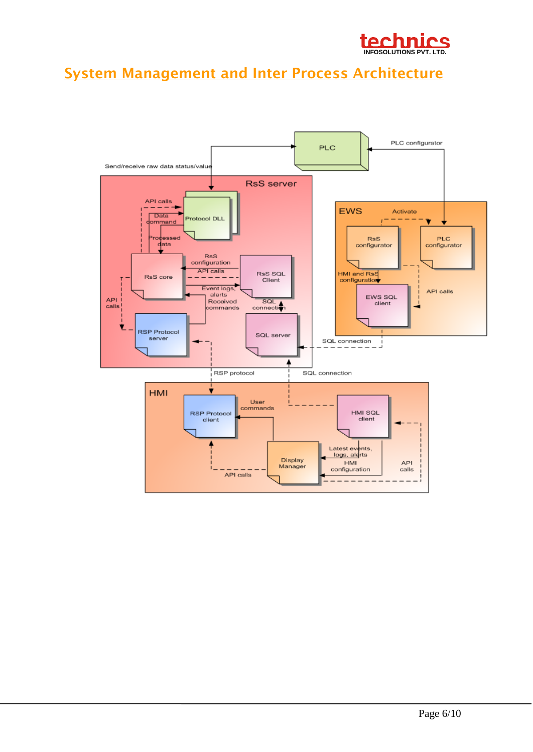# System Management and Inter Process Architecture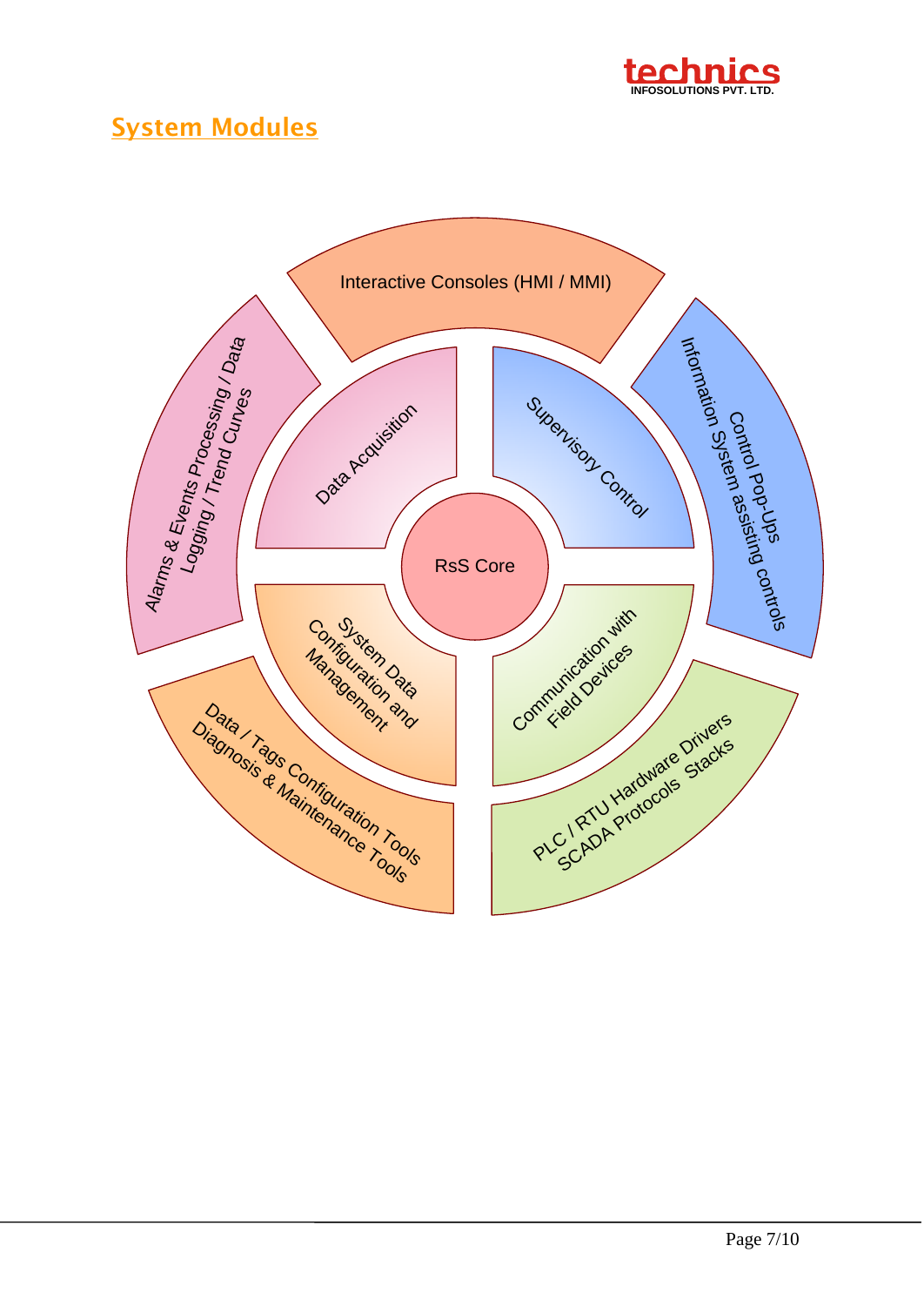## System Modules

RsS Core

Data Acquisition

Supervisory Control

System Data Configuration and Management

Communication with Field Devices

Interactive Consoles (HMI / MMI)

Alarms & Events Processing / Data Logging / Trend Curves

Information System assisting controls Control Pop-Ups

Data / Tags Configuration Tools Diagnosis & Maintenance Tools

PLC / RTU Hardware Drivers SCADA Protocols Stacks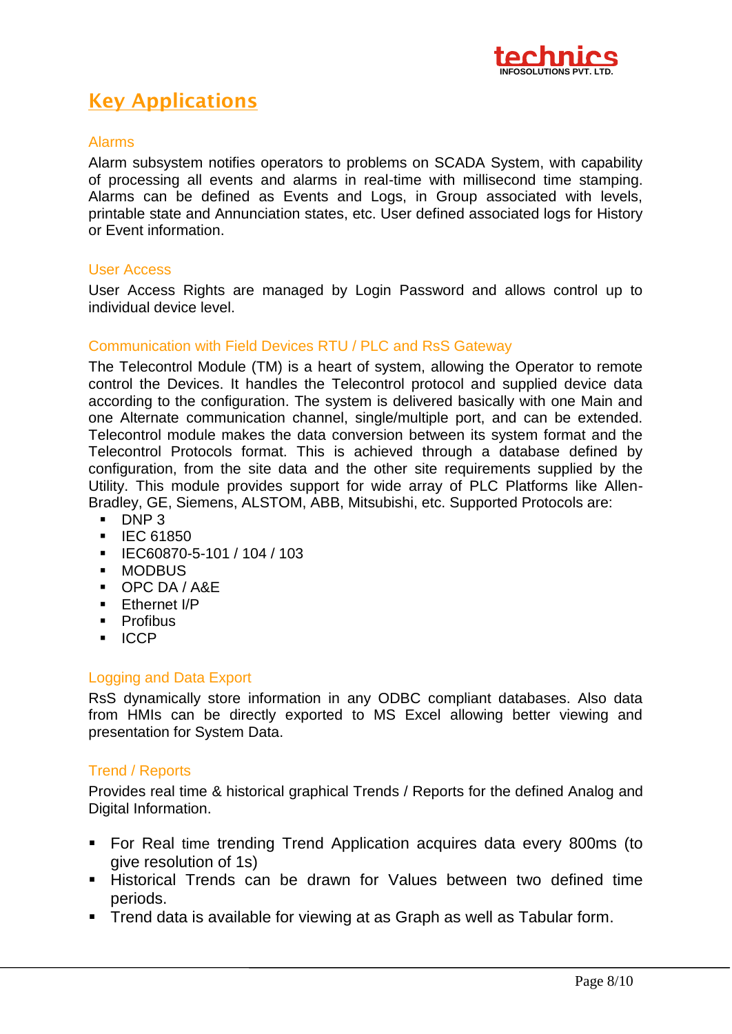## Key Applications

### Alarms

Alarm subsystem notifies operators to problems on SCADA System, with capability of processing all events and alarms in real-time with millisecond time stamping. Alarms can be defined as Events and Logs, in Group associated with levels, printable state and Annunciation states, etc. User defined associated logs for History or Event information.

### User Access

User Access Rights are managed by Login Password and allows control up to individual device level.

### Communication with Field Devices RTU / PLC and RsS Gateway

The Telecontrol Module (TM) is a heart of system, allowing the Operator to remote control the Devices. It handles the Telecontrol protocol and supplied device data according to the configuration. The system is delivered basically with one Main and one Alternate communication channel, single/multiple port, and can be extended. Telecontrol module makes the data conversion between its system format and the Telecontrol Protocols format. This is achieved through a database defined by configuration, from the site data and the other site requirements supplied by the Utility. This module provides support for wide array of PLC Platforms like Allen-Bradley, GE, Siemens, ALSTOM, ABB, Mitsubishi, etc. Supported Protocols are:

- DNP 3
- IEC 61850
- IEC60870-5-101 / 104 / 103
- MODBUS
- OPC DA / A&E
- Ethernet I/P
- Profibus
- ICCP

### Logging and Data Export

RsS dynamically store information in any ODBC compliant databases. Also data from HMIs can be directly exported to MS Excel allowing better viewing and presentation for System Data.

### Trend / Reports

Provides real time & historical graphical Trends / Reports for the defined Analog and Digital Information.

- For Real time trending Trend Application acquires data every 800ms (to give resolution of 1s)
- Historical Trends can be drawn for Values between two defined time periods.
- Trend data is available for viewing at as Graph as well as Tabular form.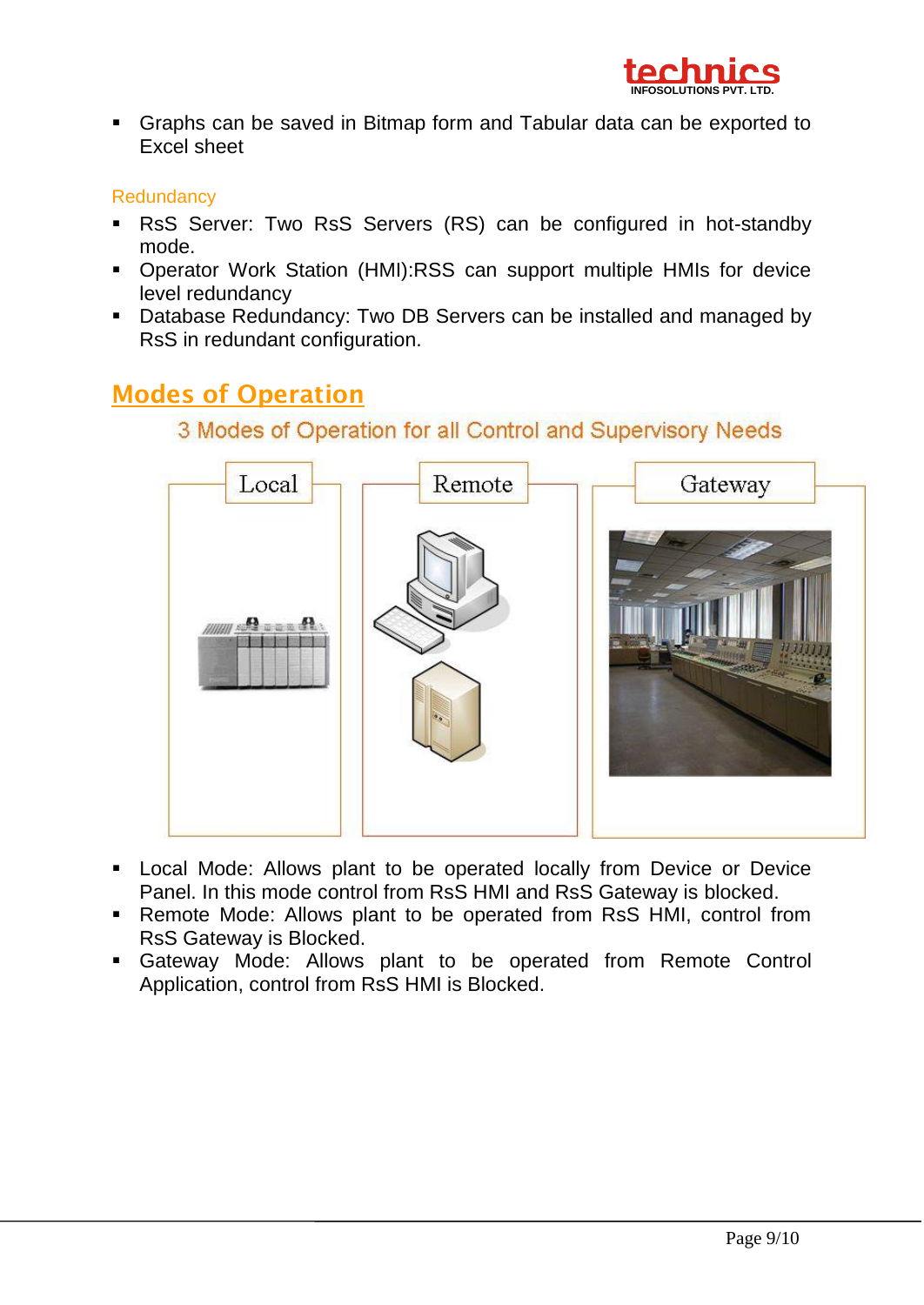- Graphs can be saved in Bitmap form and Tabular data can be exported to Excel sheet

### Redundancy

- RsS Server: Two RsS Servers (RS) can be configured in hot-standby mode.
- Operator Work Station (HMI):RSS can support multiple HMIs for device level redundancy
- Database Redundancy: Two DB Servers can be installed and managed by RsS in redundant configuration.

## Modes of Operation

3 Modes of Operation for all Control and Supervisory Needs

Local | Remote | Gateway

- Local Mode: Allows plant to be operated locally from Device or Device Panel. In this mode control from RsS HMI and RsS Gateway is blocked.
- Remote Mode: Allows plant to be operated from RsS HMI, control from RsS Gateway is Blocked.
- Gateway Mode: Allows plant to be operated from Remote Control Application, control from RsS HMI is Blocked.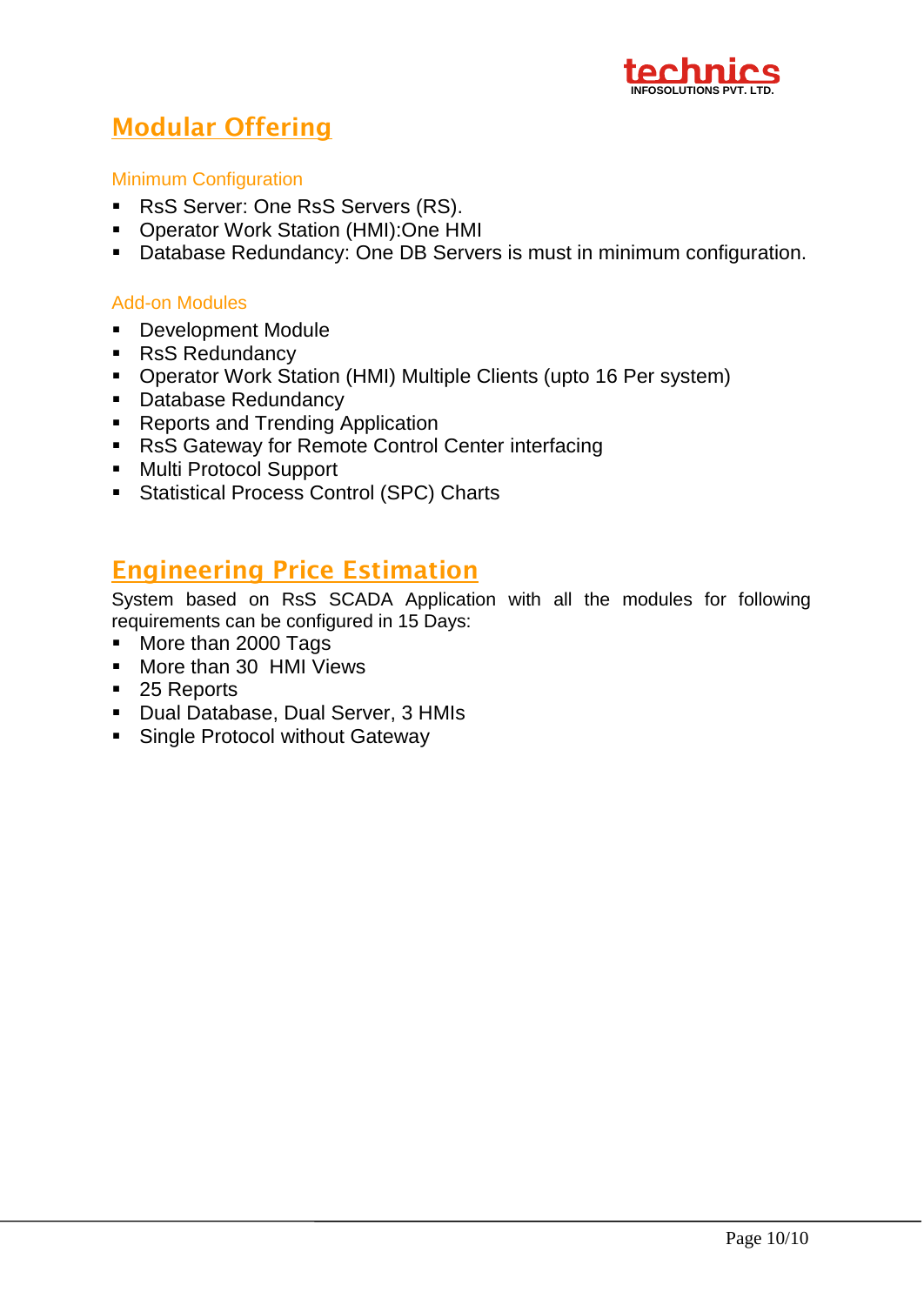## Modular Offering

### Minimum Configuration

- RsS Server: One RsS Servers (RS).
- Operator Work Station (HMI):One HMI
- Database Redundancy: One DB Servers is must in minimum configuration.

### Add-on Modules

- Development Module
- RsS Redundancy
- Operator Work Station (HMI) Multiple Clients (upto 16 Per system)
- Database Redundancy
- Reports and Trending Application
- RsS Gateway for Remote Control Center interfacing
- Multi Protocol Support
- Statistical Process Control (SPC) Charts

## Engineering Price Estimation

System based on RsS SCADA Application with all the modules for following requirements can be configured in 15 Days:

- More than 2000 Tags
- More than 30 HMI Views
- 25 Reports
- Dual Database, Dual Server, 3 HMIs
- Single Protocol without Gateway